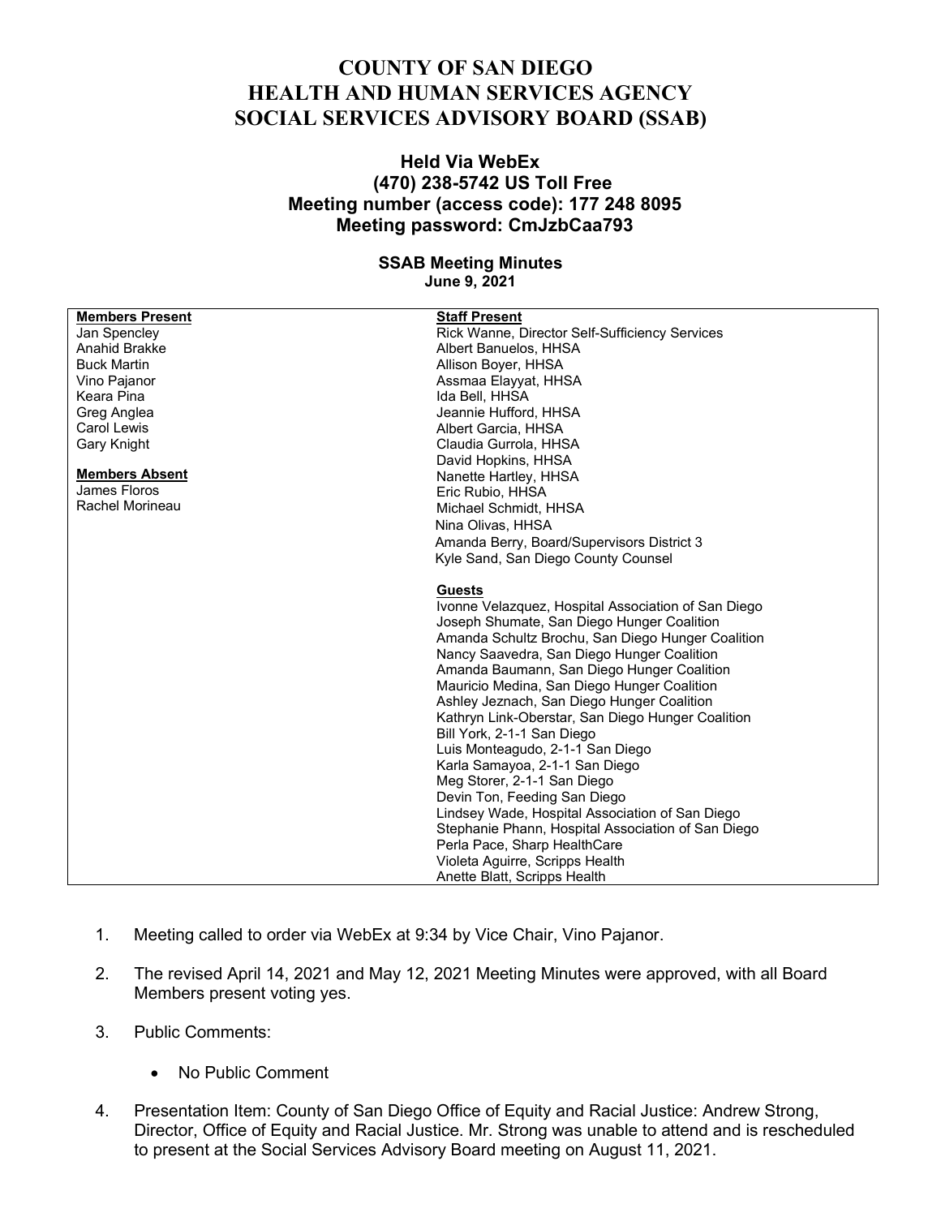# COUNTY OF SAN DIEGO
# HEALTH AND HUMAN SERVICES AGENCY
# SOCIAL SERVICES ADVISORY BOARD (SSAB)

### Held Via WebEx
### (470) 238-5742 US Toll Free
### Meeting number (access code): 177 248 8095
### Meeting password: CmJzbCaa793

**SSAB Meeting Minutes**
**June 9, 2021**

| **Members Present** | **Staff Present** |
|---|---|
| Jan Spencley | Rick Wanne, Director Self-Sufficiency Services |
| Anahid Brakke | Albert Banuelos, HHSA |
| Buck Martin | Allison Boyer, HHSA |
| Vino Pajanor | Assmaa Elayyat, HHSA |
| Keara Pina | Ida Bell, HHSA |
| Greg Anglea | Jeannie Hufford, HHSA |
| Carol Lewis | Albert Garcia, HHSA |
| Gary Knight | Claudia Gurrola, HHSA |
| | David Hopkins, HHSA |
| **Members Absent** | Nanette Hartley, HHSA |
| James Floros | Eric Rubio, HHSA |
| Rachel Morineau | Michael Schmidt, HHSA |
| | Nina Olivas, HHSA |
| | Amanda Berry, Board/Supervisors District 3 |
| | Kyle Sand, San Diego County Counsel |
| | |
| | **Guests** |
| | Ivonne Velazquez, Hospital Association of San Diego |
| | Joseph Shumate, San Diego Hunger Coalition |
| | Amanda Schultz Brochu, San Diego Hunger Coalition |
| | Nancy Saavedra, San Diego Hunger Coalition |
| | Amanda Baumann, San Diego Hunger Coalition |
| | Mauricio Medina, San Diego Hunger Coalition |
| | Ashley Jeznach, San Diego Hunger Coalition |
| | Kathryn Link-Oberstar, San Diego Hunger Coalition |
| | Bill York, 2-1-1 San Diego |
| | Luis Monteagudo, 2-1-1 San Diego |
| | Karla Samayoa, 2-1-1 San Diego |
| | Meg Storer, 2-1-1 San Diego |
| | Devin Ton, Feeding San Diego |
| | Lindsey Wade, Hospital Association of San Diego |
| | Stephanie Phann, Hospital Association of San Diego |
| | Perla Pace, Sharp HealthCare |
| | Violeta Aguirre, Scripps Health |
| | Anette Blatt, Scripps Health |

1. Meeting called to order via WebEx at 9:34 by Vice Chair, Vino Pajanor.

2. The revised April 14, 2021 and May 12, 2021 Meeting Minutes were approved, with all Board Members present voting yes.

3. Public Comments:

   - No Public Comment

4. Presentation Item: County of San Diego Office of Equity and Racial Justice: Andrew Strong, Director, Office of Equity and Racial Justice. Mr. Strong was unable to attend and is rescheduled to present at the Social Services Advisory Board meeting on August 11, 2021.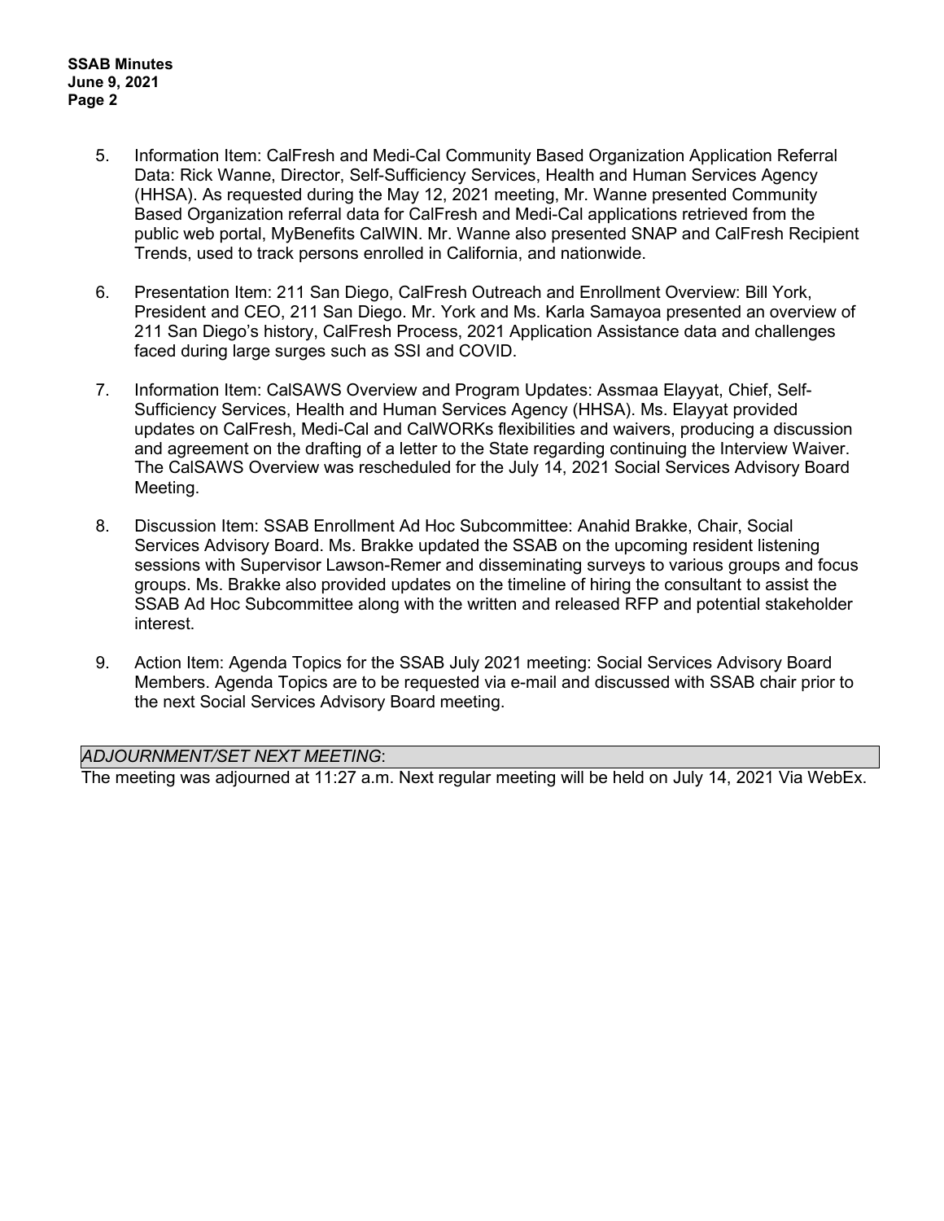5. Information Item: CalFresh and Medi-Cal Community Based Organization Application Referral Data: Rick Wanne, Director, Self-Sufficiency Services, Health and Human Services Agency (HHSA). As requested during the May 12, 2021 meeting, Mr. Wanne presented Community Based Organization referral data for CalFresh and Medi-Cal applications retrieved from the public web portal, MyBenefits CalWIN. Mr. Wanne also presented SNAP and CalFresh Recipient Trends, used to track persons enrolled in California, and nationwide.

6. Presentation Item: 211 San Diego, CalFresh Outreach and Enrollment Overview: Bill York, President and CEO, 211 San Diego. Mr. York and Ms. Karla Samayoa presented an overview of 211 San Diego's history, CalFresh Process, 2021 Application Assistance data and challenges faced during large surges such as SSI and COVID.

7. Information Item: CalSAWS Overview and Program Updates: Assmaa Elayyat, Chief, Self-Sufficiency Services, Health and Human Services Agency (HHSA). Ms. Elayyat provided updates on CalFresh, Medi-Cal and CalWORKs flexibilities and waivers, producing a discussion and agreement on the drafting of a letter to the State regarding continuing the Interview Waiver. The CalSAWS Overview was rescheduled for the July 14, 2021 Social Services Advisory Board Meeting.

8. Discussion Item: SSAB Enrollment Ad Hoc Subcommittee: Anahid Brakke, Chair, Social Services Advisory Board. Ms. Brakke updated the SSAB on the upcoming resident listening sessions with Supervisor Lawson-Remer and disseminating surveys to various groups and focus groups. Ms. Brakke also provided updates on the timeline of hiring the consultant to assist the SSAB Ad Hoc Subcommittee along with the written and released RFP and potential stakeholder interest.

9. Action Item: Agenda Topics for the SSAB July 2021 meeting: Social Services Advisory Board Members. Agenda Topics are to be requested via e-mail and discussed with SSAB chair prior to the next Social Services Advisory Board meeting.

*ADJOURNMENT/SET NEXT MEETING*:

The meeting was adjourned at 11:27 a.m. Next regular meeting will be held on July 14, 2021 Via WebEx.